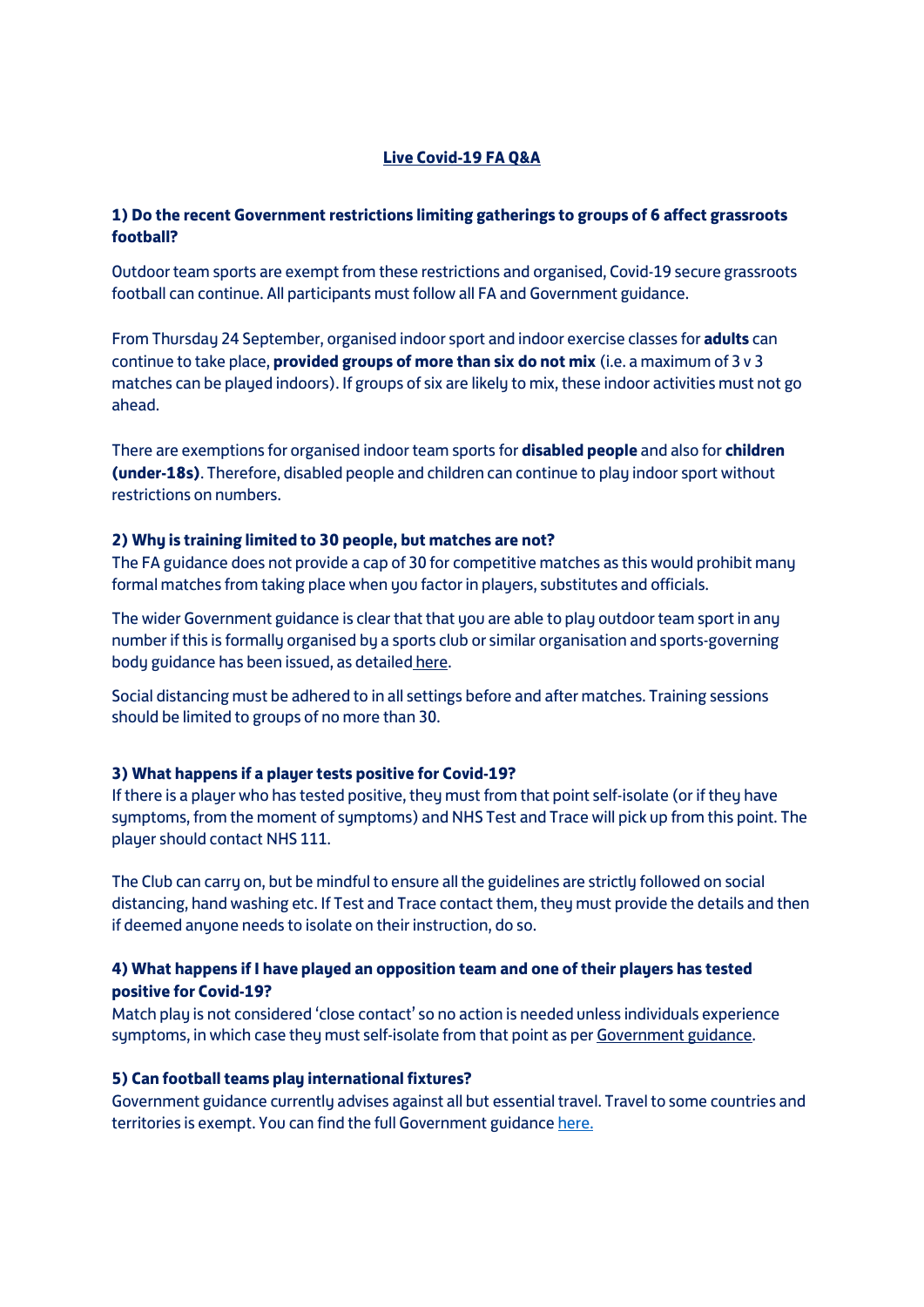# Live Covid-19 FA Q&A

### 1) Do the recent Government restrictions limiting gatherings to groups of 6 affect grassroots football?

Outdoor team sports are exempt from these restrictions and organised, Covid-19 secure grassroots football can continue. All participants must follow all FA and Government guidance.

From Thursday 24 September, organised indoor sport and indoor exercise classes for **adults** can continue to take place, **provided groups of more than six do not mix** (i.e. a maximum of 3 v 3 matches can be played indoors). If groups of six are likely to mix, these indoor activities must not go ahead.

There are exemptions for organised indoor team sports for **disabled people** and also for **children (under-18s)**. Therefore, disabled people and children can continue to play indoor sport without restrictions on numbers.

### 2) Why is training limited to 30 people, but matches are not?

The FA guidance does not provide a cap of 30 for competitive matches as this would prohibit many formal matches from taking place when you factor in players, substitutes and officials.

The wider Government guidance is clear that that you are able to play outdoor team sport in any number if this is formally organised by a sports club or similar organisation and sports-governing body guidance has been issued, as detailed here.

Social distancing must be adhered to in all settings before and after matches. Training sessions should be limited to groups of no more than 30.

### 3) What happens if a player tests positive for Covid-19?

If there is a player who has tested positive, they must from that point self-isolate (or if they have symptoms, from the moment of symptoms) and NHS Test and Trace will pick up from this point. The player should contact NHS 111.

The Club can carry on, but be mindful to ensure all the guidelines are strictly followed on social distancing, hand washing etc. If Test and Trace contact them, they must provide the details and then if deemed anyone needs to isolate on their instruction, do so.

### 4) What happens if I have played an opposition team and one of their players has tested positive for Covid-19?

Match play is not considered 'close contact' so no action is needed unless individuals experience symptoms, in which case they must self-isolate from that point as per Government guidance.

### 5) Can football teams play international fixtures?

Government guidance currently advises against all but essential travel. Travel to some countries and territories is exempt. You can find the full Government guidance here.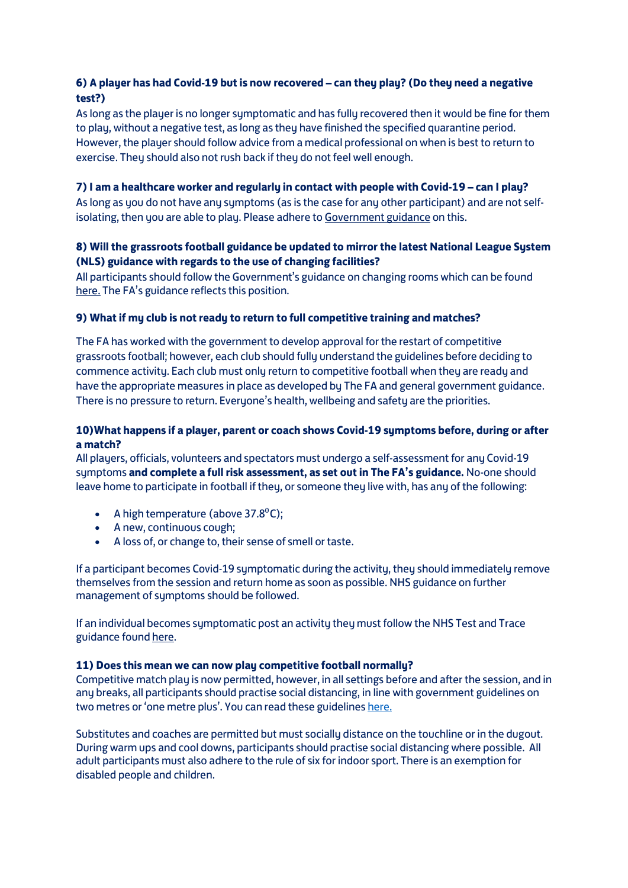**6) A player has had Covid-19 but is now recovered – can they play? (Do they need a negative test?)**

As long as the player is no longer symptomatic and has fully recovered then it would be fine for them to play, without a negative test, as long as they have finished the specified quarantine period. However, the player should follow advice from a medical professional on when is best to return to exercise. They should also not rush back if they do not feel well enough.

**7) I am a healthcare worker and regularly in contact with people with Covid-19 – can I play?**

As long as you do not have any symptoms (as is the case for any other participant) and are not self-isolating, then you are able to play. Please adhere to Government guidance on this.

**8) Will the grassroots football guidance be updated to mirror the latest National League System (NLS) guidance with regards to the use of changing facilities?**

All participants should follow the Government's guidance on changing rooms which can be found here. The FA's guidance reflects this position.

**9) What if my club is not ready to return to full competitive training and matches?**

The FA has worked with the government to develop approval for the restart of competitive grassroots football; however, each club should fully understand the guidelines before deciding to commence activity. Each club must only return to competitive football when they are ready and have the appropriate measures in place as developed by The FA and general government guidance. There is no pressure to return. Everyone's health, wellbeing and safety are the priorities.

**10)What happens if a player, parent or coach shows Covid-19 symptoms before, during or after a match?**

All players, officials, volunteers and spectators must undergo a self-assessment for any Covid-19 symptoms **and complete a full risk assessment, as set out in The FA's guidance.** No-one should leave home to participate in football if they, or someone they live with, has any of the following:

- A high temperature (above 37.8$^{0}$C);
- A new, continuous cough;
- A loss of, or change to, their sense of smell or taste.

If a participant becomes Covid-19 symptomatic during the activity, they should immediately remove themselves from the session and return home as soon as possible. NHS guidance on further management of symptoms should be followed.

If an individual becomes symptomatic post an activity they must follow the NHS Test and Trace guidance found here.

**11) Does this mean we can now play competitive football normally?**

Competitive match play is now permitted, however, in all settings before and after the session, and in any breaks, all participants should practise social distancing, in line with government guidelines on two metres or 'one metre plus'. You can read these guidelines here.

Substitutes and coaches are permitted but must socially distance on the touchline or in the dugout. During warm ups and cool downs, participants should practise social distancing where possible. All adult participants must also adhere to the rule of six for indoor sport. There is an exemption for disabled people and children.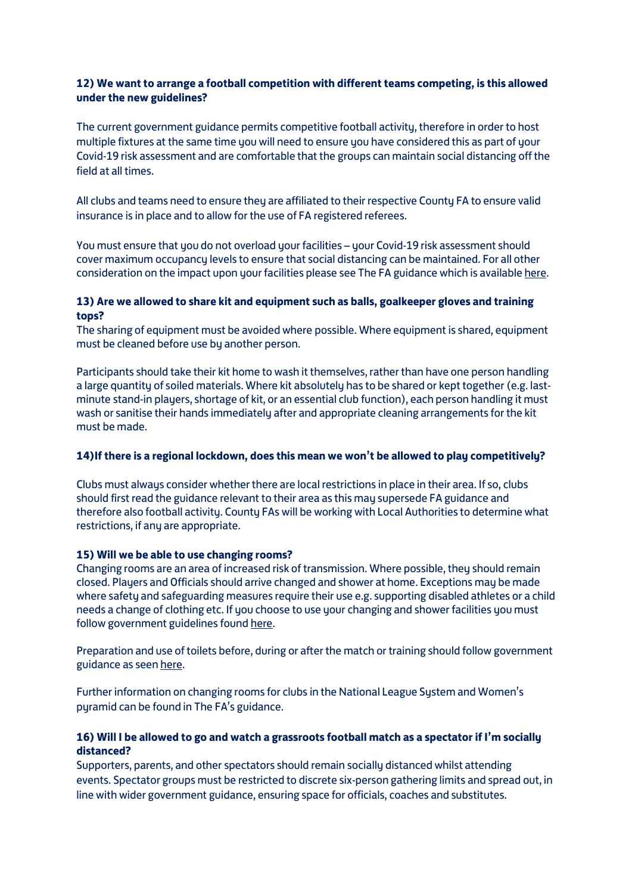**12) We want to arrange a football competition with different teams competing, is this allowed under the new guidelines?**

The current government guidance permits competitive football activity, therefore in order to host multiple fixtures at the same time you will need to ensure you have considered this as part of your Covid-19 risk assessment and are comfortable that the groups can maintain social distancing off the field at all times.

All clubs and teams need to ensure they are affiliated to their respective County FA to ensure valid insurance is in place and to allow for the use of FA registered referees.

You must ensure that you do not overload your facilities – your Covid-19 risk assessment should cover maximum occupancy levels to ensure that social distancing can be maintained. For all other consideration on the impact upon your facilities please see The FA guidance which is available here.

**13) Are we allowed to share kit and equipment such as balls, goalkeeper gloves and training tops?**

The sharing of equipment must be avoided where possible. Where equipment is shared, equipment must be cleaned before use by another person.

Participants should take their kit home to wash it themselves, rather than have one person handling a large quantity of soiled materials. Where kit absolutely has to be shared or kept together (e.g. last-minute stand-in players, shortage of kit, or an essential club function), each person handling it must wash or sanitise their hands immediately after and appropriate cleaning arrangements for the kit must be made.

**14)If there is a regional lockdown, does this mean we won't be allowed to play competitively?**

Clubs must always consider whether there are local restrictions in place in their area. If so, clubs should first read the guidance relevant to their area as this may supersede FA guidance and therefore also football activity. County FAs will be working with Local Authorities to determine what restrictions, if any are appropriate.

**15) Will we be able to use changing rooms?**

Changing rooms are an area of increased risk of transmission. Where possible, they should remain closed. Players and Officials should arrive changed and shower at home. Exceptions may be made where safety and safeguarding measures require their use e.g. supporting disabled athletes or a child needs a change of clothing etc. If you choose to use your changing and shower facilities you must follow government guidelines found here.

Preparation and use of toilets before, during or after the match or training should follow government guidance as seen here.

Further information on changing rooms for clubs in the National League System and Women's pyramid can be found in The FA's guidance.

**16) Will I be allowed to go and watch a grassroots football match as a spectator if I'm socially distanced?**

Supporters, parents, and other spectators should remain socially distanced whilst attending events. Spectator groups must be restricted to discrete six-person gathering limits and spread out, in line with wider government guidance, ensuring space for officials, coaches and substitutes.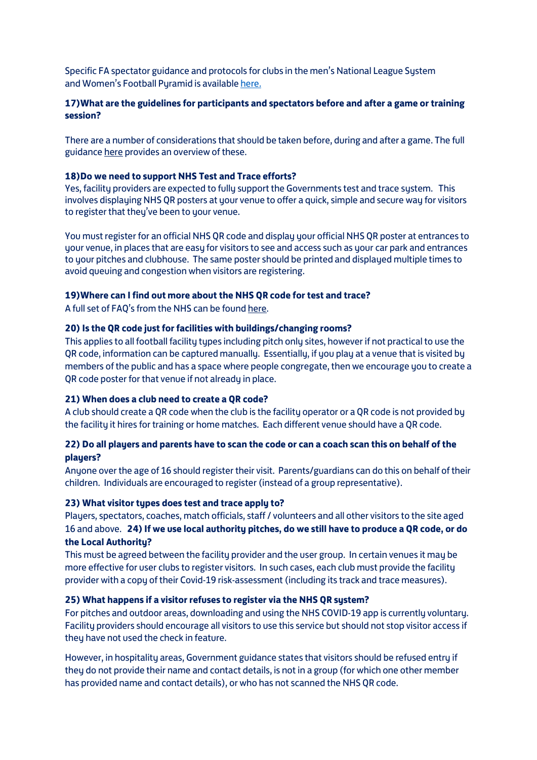Specific FA spectator guidance and protocols for clubs in the men's National League System and Women's Football Pyramid is available here.

**17)What are the guidelines for participants and spectators before and after a game or training session?**

There are a number of considerations that should be taken before, during and after a game. The full guidance here provides an overview of these.

**18)Do we need to support NHS Test and Trace efforts?**

Yes, facility providers are expected to fully support the Governments test and trace system. This involves displaying NHS QR posters at your venue to offer a quick, simple and secure way for visitors to register that they've been to your venue.

You must register for an official NHS QR code and display your official NHS QR poster at entrances to your venue, in places that are easy for visitors to see and access such as your car park and entrances to your pitches and clubhouse. The same poster should be printed and displayed multiple times to avoid queuing and congestion when visitors are registering.

**19)Where can I find out more about the NHS QR code for test and trace?**

A full set of FAQ's from the NHS can be found here.

**20) Is the QR code just for facilities with buildings/changing rooms?**

This applies to all football facility types including pitch only sites, however if not practical to use the QR code, information can be captured manually. Essentially, if you play at a venue that is visited by members of the public and has a space where people congregate, then we encourage you to create a QR code poster for that venue if not already in place.

**21) When does a club need to create a QR code?**

A club should create a QR code when the club is the facility operator or a QR code is not provided by the facility it hires for training or home matches. Each different venue should have a QR code.

**22) Do all players and parents have to scan the code or can a coach scan this on behalf of the players?**

Anyone over the age of 16 should register their visit. Parents/guardians can do this on behalf of their children. Individuals are encouraged to register (instead of a group representative).

**23) What visitor types does test and trace apply to?**

Players, spectators, coaches, match officials, staff / volunteers and all other visitors to the site aged 16 and above.

**24) If we use local authority pitches, do we still have to produce a QR code, or do the Local Authority?**

This must be agreed between the facility provider and the user group. In certain venues it may be more effective for user clubs to register visitors. In such cases, each club must provide the facility provider with a copy of their Covid-19 risk-assessment (including its track and trace measures).

**25) What happens if a visitor refuses to register via the NHS QR system?**

For pitches and outdoor areas, downloading and using the NHS COVID-19 app is currently voluntary. Facility providers should encourage all visitors to use this service but should not stop visitor access if they have not used the check in feature.

However, in hospitality areas, Government guidance states that visitors should be refused entry if they do not provide their name and contact details, is not in a group (for which one other member has provided name and contact details), or who has not scanned the NHS QR code.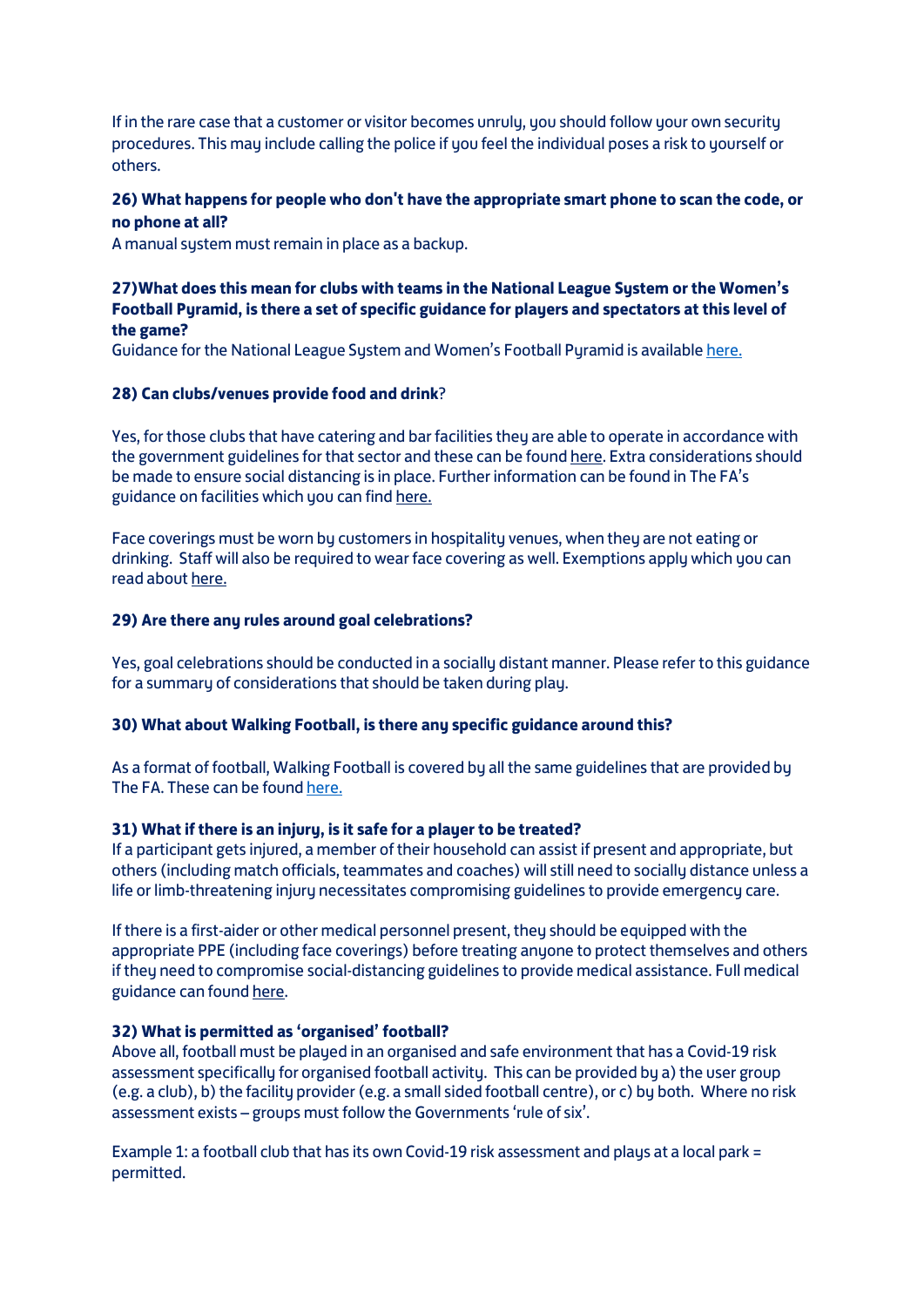If in the rare case that a customer or visitor becomes unruly, you should follow your own security procedures. This may include calling the police if you feel the individual poses a risk to yourself or others.

**26) What happens for people who don't have the appropriate smart phone to scan the code, or no phone at all?**
A manual system must remain in place as a backup.

**27)What does this mean for clubs with teams in the National League System or the Women's Football Pyramid, is there a set of specific guidance for players and spectators at this level of the game?**
Guidance for the National League System and Women's Football Pyramid is available here.

**28) Can clubs/venues provide food and drink**?

Yes, for those clubs that have catering and bar facilities they are able to operate in accordance with the government guidelines for that sector and these can be found here. Extra considerations should be made to ensure social distancing is in place. Further information can be found in The FA's guidance on facilities which you can find here.

Face coverings must be worn by customers in hospitality venues, when they are not eating or drinking. Staff will also be required to wear face covering as well. Exemptions apply which you can read about here.

**29) Are there any rules around goal celebrations?**

Yes, goal celebrations should be conducted in a socially distant manner. Please refer to this guidance for a summary of considerations that should be taken during play.

**30) What about Walking Football, is there any specific guidance around this?**

As a format of football, Walking Football is covered by all the same guidelines that are provided by The FA. These can be found here.

**31) What if there is an injury, is it safe for a player to be treated?**
If a participant gets injured, a member of their household can assist if present and appropriate, but others (including match officials, teammates and coaches) will still need to socially distance unless a life or limb-threatening injury necessitates compromising guidelines to provide emergency care.

If there is a first-aider or other medical personnel present, they should be equipped with the appropriate PPE (including face coverings) before treating anyone to protect themselves and others if they need to compromise social-distancing guidelines to provide medical assistance. Full medical guidance can found here.

**32) What is permitted as 'organised' football?**
Above all, football must be played in an organised and safe environment that has a Covid-19 risk assessment specifically for organised football activity. This can be provided by a) the user group (e.g. a club), b) the facility provider (e.g. a small sided football centre), or c) by both. Where no risk assessment exists – groups must follow the Governments 'rule of six'.

Example 1: a football club that has its own Covid-19 risk assessment and plays at a local park = permitted.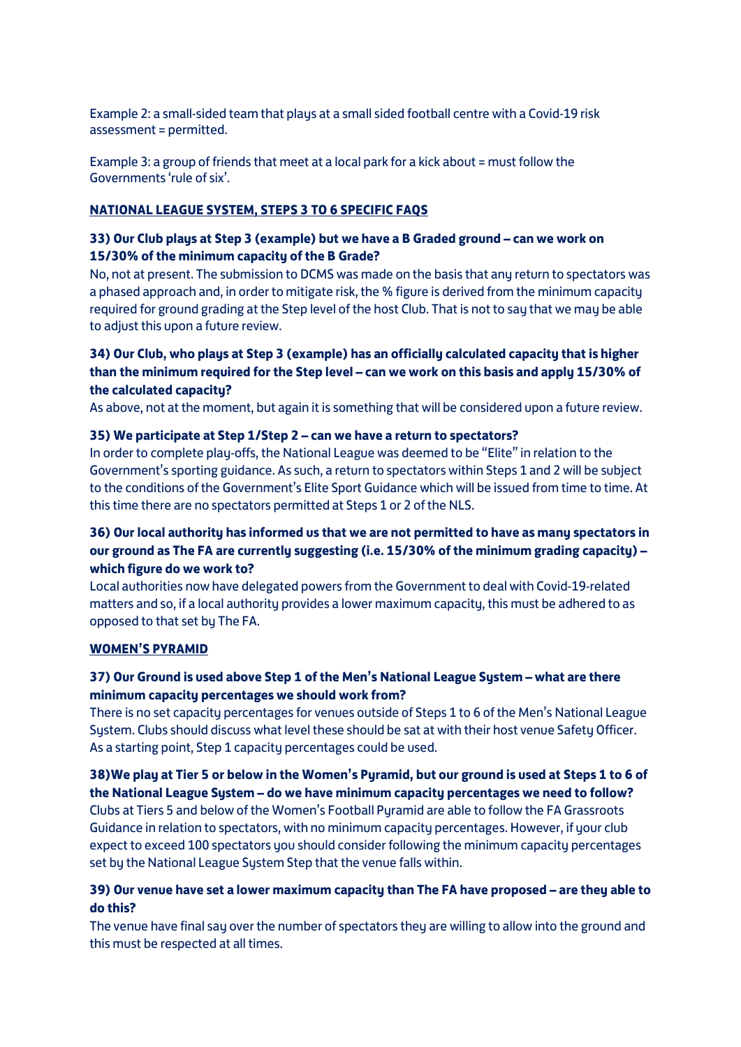Example 2: a small-sided team that plays at a small sided football centre with a Covid-19 risk assessment = permitted.

Example 3: a group of friends that meet at a local park for a kick about = must follow the Governments 'rule of six'.

## NATIONAL LEAGUE SYSTEM, STEPS 3 TO 6 SPECIFIC FAQS

**33) Our Club plays at Step 3 (example) but we have a B Graded ground – can we work on 15/30% of the minimum capacity of the B Grade?**

No, not at present. The submission to DCMS was made on the basis that any return to spectators was a phased approach and, in order to mitigate risk, the % figure is derived from the minimum capacity required for ground grading at the Step level of the host Club. That is not to say that we may be able to adjust this upon a future review.

**34) Our Club, who plays at Step 3 (example) has an officially calculated capacity that is higher than the minimum required for the Step level – can we work on this basis and apply 15/30% of the calculated capacity?**

As above, not at the moment, but again it is something that will be considered upon a future review.

**35) We participate at Step 1/Step 2 – can we have a return to spectators?**

In order to complete play-offs, the National League was deemed to be "Elite" in relation to the Government's sporting guidance. As such, a return to spectators within Steps 1 and 2 will be subject to the conditions of the Government's Elite Sport Guidance which will be issued from time to time. At this time there are no spectators permitted at Steps 1 or 2 of the NLS.

**36) Our local authority has informed us that we are not permitted to have as many spectators in our ground as The FA are currently suggesting (i.e. 15/30% of the minimum grading capacity) – which figure do we work to?**

Local authorities now have delegated powers from the Government to deal with Covid-19-related matters and so, if a local authority provides a lower maximum capacity, this must be adhered to as opposed to that set by The FA.

## WOMEN'S PYRAMID

**37) Our Ground is used above Step 1 of the Men's National League System – what are there minimum capacity percentages we should work from?**

There is no set capacity percentages for venues outside of Steps 1 to 6 of the Men's National League System. Clubs should discuss what level these should be sat at with their host venue Safety Officer. As a starting point, Step 1 capacity percentages could be used.

**38)We play at Tier 5 or below in the Women's Pyramid, but our ground is used at Steps 1 to 6 of the National League System – do we have minimum capacity percentages we need to follow?**

Clubs at Tiers 5 and below of the Women's Football Pyramid are able to follow the FA Grassroots Guidance in relation to spectators, with no minimum capacity percentages. However, if your club expect to exceed 100 spectators you should consider following the minimum capacity percentages set by the National League System Step that the venue falls within.

**39) Our venue have set a lower maximum capacity than The FA have proposed – are they able to do this?**

The venue have final say over the number of spectators they are willing to allow into the ground and this must be respected at all times.